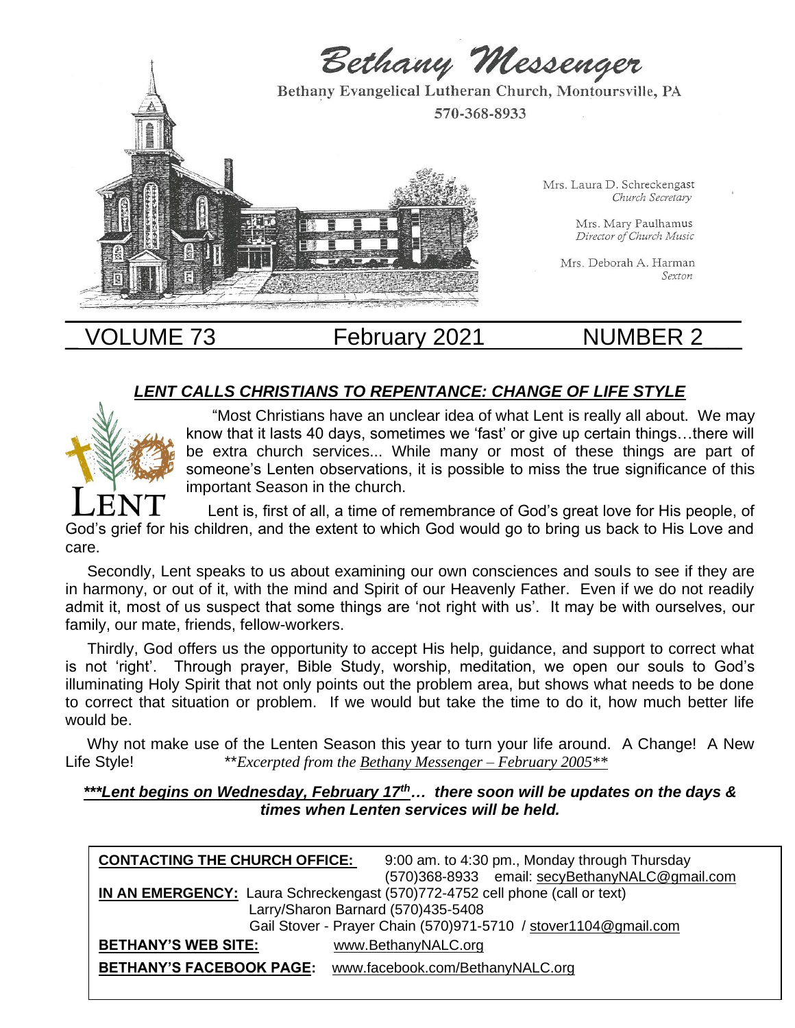# Bethany Messenger

Bethany Evangelical Lutheran Church, Montoursville, PA

570-368-8933

Mrs. Laura D. Schreckengast
*Church Secretary*

Mrs. Mary Paulhamus
*Director of Church Music*

Mrs. Deborah A. Harman
*Sexton*

VOLUME 73 | February 2021 | NUMBER 2

## ***LENT CALLS CHRISTIANS TO REPENTANCE: CHANGE OF LIFE STYLE***

LENT

"Most Christians have an unclear idea of what Lent is really all about. We may know that it lasts 40 days, sometimes we 'fast' or give up certain things…there will be extra church services... While many or most of these things are part of someone's Lenten observations, it is possible to miss the true significance of this important Season in the church.

Lent is, first of all, a time of remembrance of God's great love for His people, of God's grief for his children, and the extent to which God would go to bring us back to His Love and care.

Secondly, Lent speaks to us about examining our own consciences and souls to see if they are in harmony, or out of it, with the mind and Spirit of our Heavenly Father. Even if we do not readily admit it, most of us suspect that some things are 'not right with us'. It may be with ourselves, our family, our mate, friends, fellow-workers.

Thirdly, God offers us the opportunity to accept His help, guidance, and support to correct what is not 'right'. Through prayer, Bible Study, worship, meditation, we open our souls to God's illuminating Holy Spirit that not only points out the problem area, but shows what needs to be done to correct that situation or problem. If we would but take the time to do it, how much better life would be.

Why not make use of the Lenten Season this year to turn your life around. A Change! A New Life Style! *\*\*Excerpted from the Bethany Messenger – February 2005\*\**

***\*\*\*Lent begins on Wednesday, February 17th… there soon will be updates on the days & times when Lenten services will be held.***

**CONTACTING THE CHURCH OFFICE:** 9:00 am. to 4:30 pm., Monday through Thursday
(570)368-8933 email: secyBethanyNALC@gmail.com

**IN AN EMERGENCY:** Laura Schreckengast (570)772-4752 cell phone (call or text)
Larry/Sharon Barnard (570)435-5408
Gail Stover - Prayer Chain (570)971-5710 / stover1104@gmail.com

**BETHANY'S WEB SITE:** www.BethanyNALC.org

**BETHANY'S FACEBOOK PAGE:** www.facebook.com/BethanyNALC.org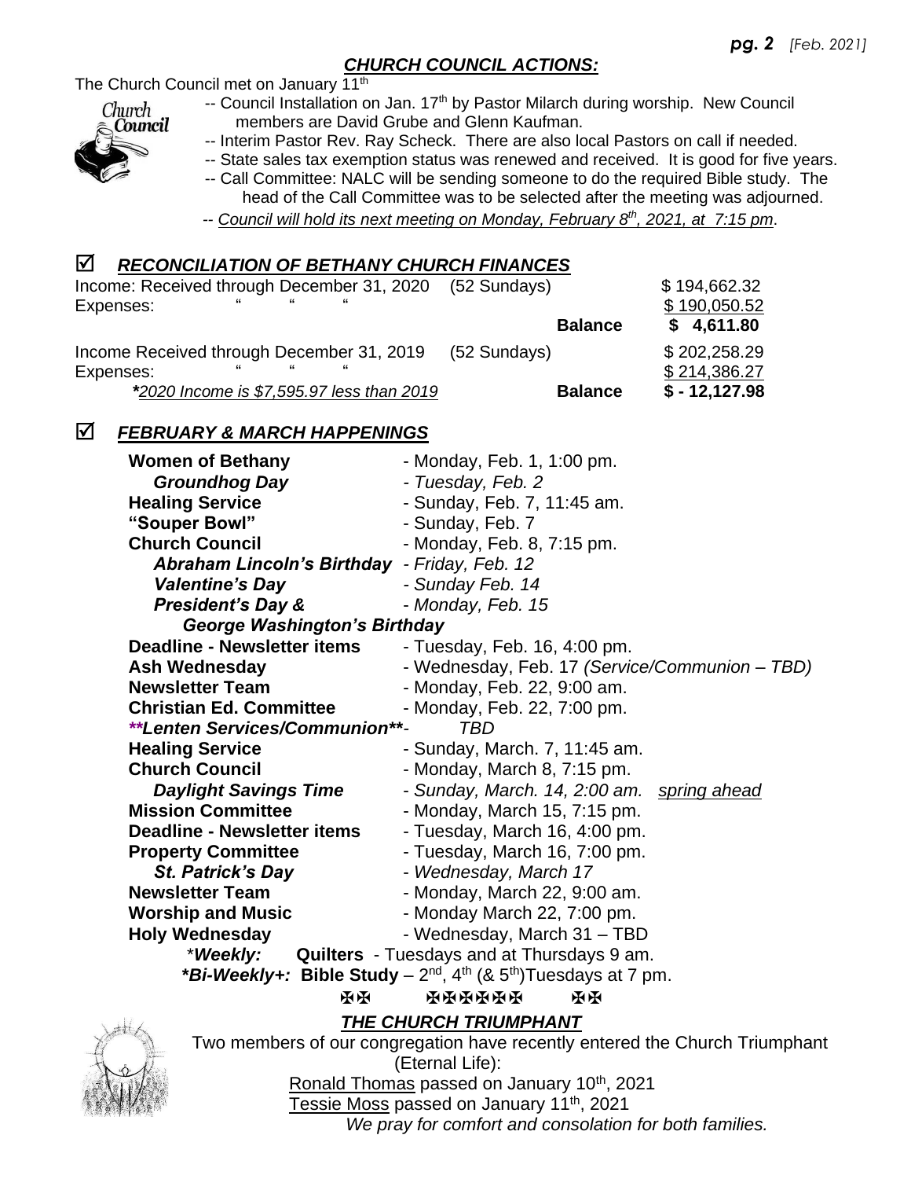## *CHURCH COUNCIL ACTIONS:*

The Church Council met on January 11th

- Council Installation on Jan. 17th by Pastor Milarch during worship. New Council members are David Grube and Glenn Kaufman.
- Interim Pastor Rev. Ray Scheck. There are also local Pastors on call if needed.
- State sales tax exemption status was renewed and received. It is good for five years.
- Call Committee: NALC will be sending someone to do the required Bible study. The head of the Call Committee was to be selected after the meeting was adjourned.
- *Council will hold its next meeting on Monday, February 8th, 2021, at 7:15 pm*.

## ☑ *RECONCILIATION OF BETHANY CHURCH FINANCES*

| | | | |
|---|---|---|---|
| Income: Received through December 31, 2020 | (52 Sundays) | | $ 194,662.32 |
| Expenses: " " " | | | $ 190,050.52 |
| | | **Balance** | **$ 4,611.80** |
| Income Received through December 31, 2019 | (52 Sundays) | | $ 202,258.29 |
| Expenses: " " " | | | $ 214,386.27 |
| ***2020 Income is $7,595.97 less than 2019*** | | **Balance** | **$ - 12,127.98** |

## ☑ *FEBRUARY & MARCH HAPPENINGS*

**Women of Bethany** - Monday, Feb. 1, 1:00 pm.
***Groundhog Day*** - *Tuesday, Feb. 2*
**Healing Service** - Sunday, Feb. 7, 11:45 am.
**"Souper Bowl"** - Sunday, Feb. 7
**Church Council** - Monday, Feb. 8, 7:15 pm.
***Abraham Lincoln's Birthday*** - *Friday, Feb. 12*
***Valentine's Day*** - *Sunday Feb. 14*
***President's Day & George Washington's Birthday*** - *Monday, Feb. 15*
**Deadline - Newsletter items** - Tuesday, Feb. 16, 4:00 pm.
**Ash Wednesday** - Wednesday, Feb. 17 *(Service/Communion – TBD)*
**Newsletter Team** - Monday, Feb. 22, 9:00 am.
**Christian Ed. Committee** - Monday, Feb. 22, 7:00 pm.
***\*\*Lenten Services/Communion\*\**** - *TBD*
**Healing Service** - Sunday, March. 7, 11:45 am.
**Church Council** - Monday, March 8, 7:15 pm.
***Daylight Savings Time*** - *Sunday, March. 14, 2:00 am. spring ahead*
**Mission Committee** - Monday, March 15, 7:15 pm.
**Deadline - Newsletter items** - Tuesday, March 16, 4:00 pm.
**Property Committee** - Tuesday, March 16, 7:00 pm.
***St. Patrick's Day*** - *Wednesday, March 17*
**Newsletter Team** - Monday, March 22, 9:00 am.
**Worship and Music** - Monday March 22, 7:00 pm.
**Holy Wednesday** - Wednesday, March 31 – TBD

\****Weekly:*** **Quilters** - Tuesdays and at Thursdays 9 am.
***\*Bi-Weekly+:* Bible Study** – 2nd, 4th (& 5th)Tuesdays at 7 pm.

✠✠ ✠✠✠✠✠✠ ✠✠

## *THE CHURCH TRIUMPHANT*

Two members of our congregation have recently entered the Church Triumphant (Eternal Life):

Ronald Thomas passed on January 10th, 2021
Tessie Moss passed on January 11th, 2021

*We pray for comfort and consolation for both families.*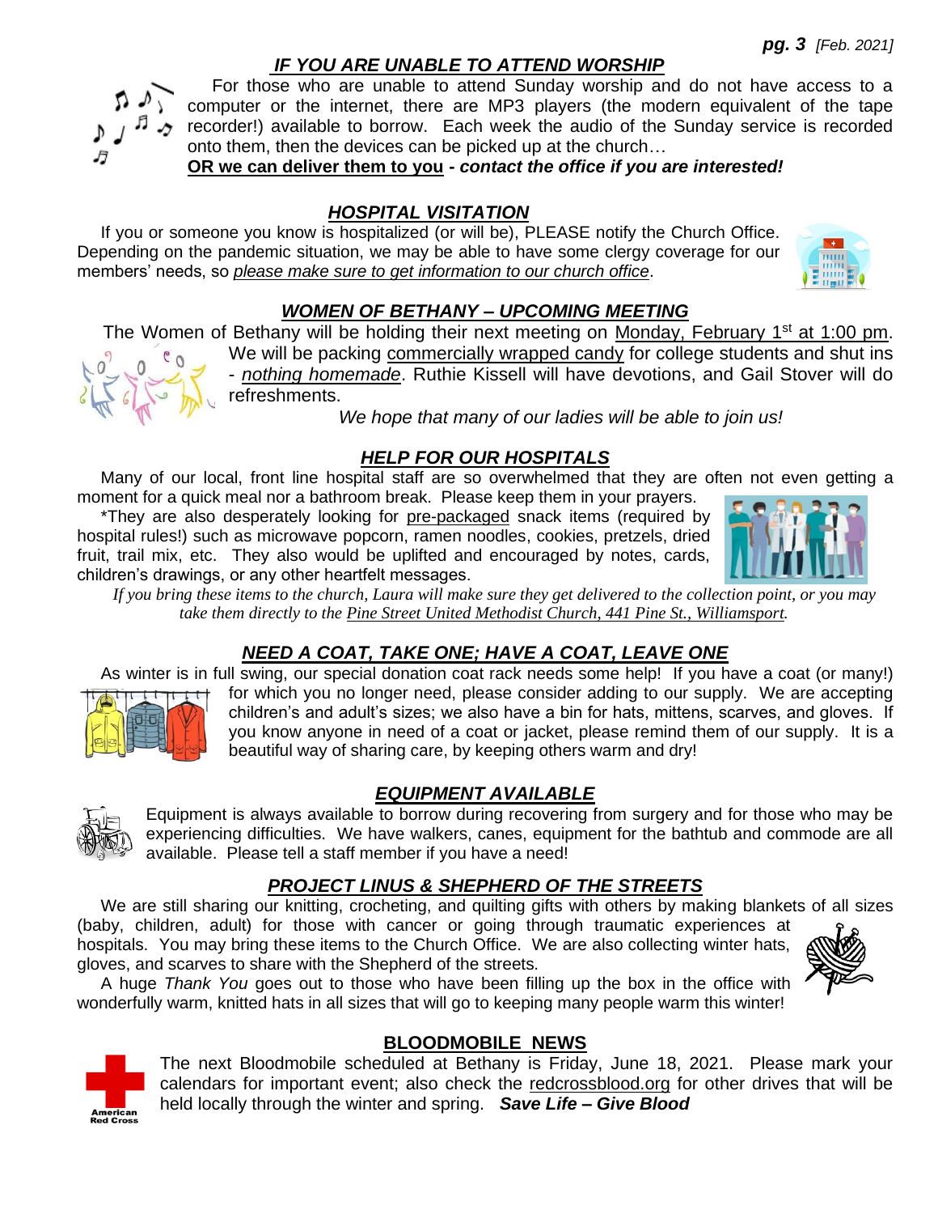## *IF YOU ARE UNABLE TO ATTEND WORSHIP*

For those who are unable to attend Sunday worship and do not have access to a computer or the internet, there are MP3 players (the modern equivalent of the tape recorder!) available to borrow. Each week the audio of the Sunday service is recorded onto them, then the devices can be picked up at the church…

**OR we can deliver them to you** - ***contact the office if you are interested!***

## *HOSPITAL VISITATION*

If you or someone you know is hospitalized (or will be), PLEASE notify the Church Office. Depending on the pandemic situation, we may be able to have some clergy coverage for our members' needs, so *please make sure to get information to our church office*.

## *WOMEN OF BETHANY – UPCOMING MEETING*

The Women of Bethany will be holding their next meeting on Monday, February 1st at 1:00 pm. We will be packing commercially wrapped candy for college students and shut ins - *nothing homemade*. Ruthie Kissell will have devotions, and Gail Stover will do refreshments.

*We hope that many of our ladies will be able to join us!*

## *HELP FOR OUR HOSPITALS*

Many of our local, front line hospital staff are so overwhelmed that they are often not even getting a moment for a quick meal nor a bathroom break. Please keep them in your prayers.

*They are also desperately looking for pre-packaged snack items (required by hospital rules!) such as microwave popcorn, ramen noodles, cookies, pretzels, dried fruit, trail mix, etc. They also would be uplifted and encouraged by notes, cards, children's drawings, or any other heartfelt messages.

*If you bring these items to the church, Laura will make sure they get delivered to the collection point, or you may take them directly to the Pine Street United Methodist Church, 441 Pine St., Williamsport.*

## *NEED A COAT, TAKE ONE; HAVE A COAT, LEAVE ONE*

As winter is in full swing, our special donation coat rack needs some help! If you have a coat (or many!) for which you no longer need, please consider adding to our supply. We are accepting children's and adult's sizes; we also have a bin for hats, mittens, scarves, and gloves. If you know anyone in need of a coat or jacket, please remind them of our supply. It is a beautiful way of sharing care, by keeping others warm and dry!

## *EQUIPMENT AVAILABLE*

Equipment is always available to borrow during recovering from surgery and for those who may be experiencing difficulties. We have walkers, canes, equipment for the bathtub and commode are all available. Please tell a staff member if you have a need!

## *PROJECT LINUS & SHEPHERD OF THE STREETS*

We are still sharing our knitting, crocheting, and quilting gifts with others by making blankets of all sizes (baby, children, adult) for those with cancer or going through traumatic experiences at hospitals. You may bring these items to the Church Office. We are also collecting winter hats, gloves, and scarves to share with the Shepherd of the streets.

A huge *Thank You* goes out to those who have been filling up the box in the office with wonderfully warm, knitted hats in all sizes that will go to keeping many people warm this winter!

## BLOODMOBILE NEWS

The next Bloodmobile scheduled at Bethany is Friday, June 18, 2021. Please mark your calendars for important event; also check the redcrossblood.org for other drives that will be held locally through the winter and spring. ***Save Life – Give Blood***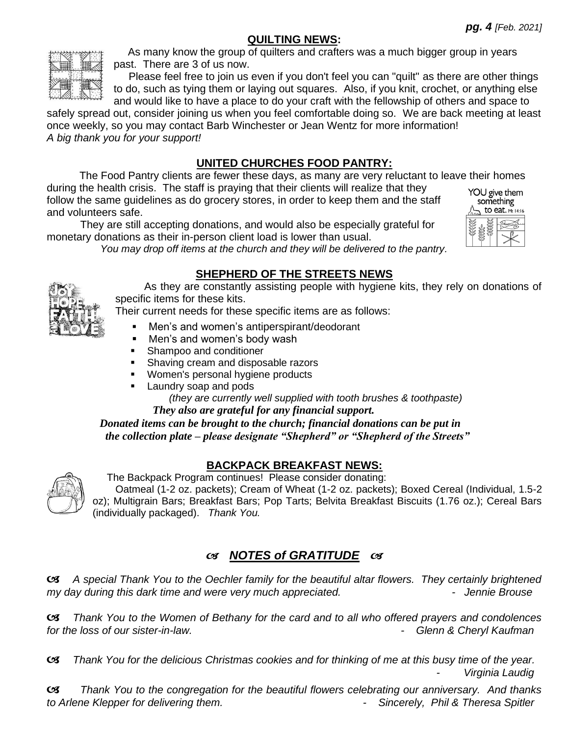## QUILTING NEWS:

As many know the group of quilters and crafters was a much bigger group in years past. There are 3 of us now.

Please feel free to join us even if you don't feel you can "quilt" as there are other things to do, such as tying them or laying out squares. Also, if you knit, crochet, or anything else and would like to have a place to do your craft with the fellowship of others and space to safely spread out, consider joining us when you feel comfortable doing so. We are back meeting at least once weekly, so you may contact Barb Winchester or Jean Wentz for more information!

*A big thank you for your support!*

## UNITED CHURCHES FOOD PANTRY:

The Food Pantry clients are fewer these days, as many are very reluctant to leave their homes during the health crisis. The staff is praying that their clients will realize that they follow the same guidelines as do grocery stores, in order to keep them and the staff and volunteers safe.

They are still accepting donations, and would also be especially grateful for monetary donations as their in-person client load is lower than usual.

*You may drop off items at the church and they will be delivered to the pantry.*

## SHEPHERD OF THE STREETS NEWS

As they are constantly assisting people with hygiene kits, they rely on donations of specific items for these kits.

Their current needs for these specific items are as follows:

- Men's and women's antiperspirant/deodorant
- Men's and women's body wash
- Shampoo and conditioner
- Shaving cream and disposable razors
- Women's personal hygiene products
- Laundry soap and pods

*(they are currently well supplied with tooth brushes & toothpaste)*

***They also are grateful for any financial support.***

***Donated items can be brought to the church; financial donations can be put in the collection plate – please designate "Shepherd" or "Shepherd of the Streets"***

## BACKPACK BREAKFAST NEWS:

The Backpack Program continues! Please consider donating:

Oatmeal (1-2 oz. packets); Cream of Wheat (1-2 oz. packets); Boxed Cereal (Individual, 1.5-2 oz); Multigrain Bars; Breakfast Bars; Pop Tarts; Belvita Breakfast Biscuits (1.76 oz.); Cereal Bars (individually packaged). *Thank You.*

## ***NOTES of GRATITUDE***

*A special Thank You to the Oechler family for the beautiful altar flowers. They certainly brightened my day during this dark time and were very much appreciated.* - *Jennie Brouse*

*Thank You to the Women of Bethany for the card and to all who offered prayers and condolences for the loss of our sister-in-law.* - *Glenn & Cheryl Kaufman*

*Thank You for the delicious Christmas cookies and for thinking of me at this busy time of the year.* - *Virginia Laudig*

*Thank You to the congregation for the beautiful flowers celebrating our anniversary. And thanks to Arlene Klepper for delivering them.* - *Sincerely, Phil & Theresa Spitler*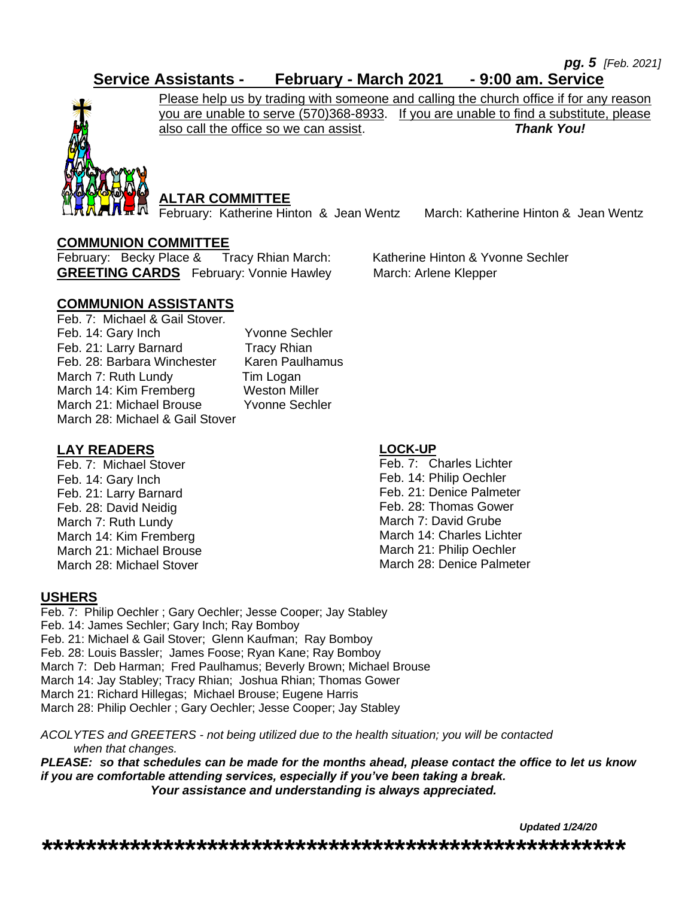# Service Assistants - February - March 2021 - 9:00 am. Service

Please help us by trading with someone and calling the church office if for any reason you are unable to serve (570)368-8933. If you are unable to find a substitute, please also call the office so we can assist. ***Thank You!***

## ALTAR COMMITTEE

February: Katherine Hinton & Jean Wentz     March: Katherine Hinton & Jean Wentz

## COMMUNION COMMITTEE

February: Becky Place & Tracy Rhian     March: Katherine Hinton & Yvonne Sechler

## GREETING CARDS

February: Vonnie Hawley     March: Arlene Klepper

## COMMUNION ASSISTANTS

Feb. 7: Michael & Gail Stover.
Feb. 14: Gary Inch     Yvonne Sechler
Feb. 21: Larry Barnard     Tracy Rhian
Feb. 28: Barbara Winchester     Karen Paulhamus
March 7: Ruth Lundy     Tim Logan
March 14: Kim Fremberg     Weston Miller
March 21: Michael Brouse     Yvonne Sechler
March 28: Michael & Gail Stover

## LAY READERS

Feb. 7: Michael Stover
Feb. 14: Gary Inch
Feb. 21: Larry Barnard
Feb. 28: David Neidig
March 7: Ruth Lundy
March 14: Kim Fremberg
March 21: Michael Brouse
March 28: Michael Stover

## LOCK-UP

Feb. 7: Charles Lichter
Feb. 14: Philip Oechler
Feb. 21: Denice Palmeter
Feb. 28: Thomas Gower
March 7: David Grube
March 14: Charles Lichter
March 21: Philip Oechler
March 28: Denice Palmeter

## USHERS

Feb. 7: Philip Oechler ; Gary Oechler; Jesse Cooper; Jay Stabley
Feb. 14: James Sechler; Gary Inch; Ray Bomboy
Feb. 21: Michael & Gail Stover; Glenn Kaufman; Ray Bomboy
Feb. 28: Louis Bassler; James Foose; Ryan Kane; Ray Bomboy
March 7: Deb Harman; Fred Paulhamus; Beverly Brown; Michael Brouse
March 14: Jay Stabley; Tracy Rhian; Joshua Rhian; Thomas Gower
March 21: Richard Hillegas; Michael Brouse; Eugene Harris
March 28: Philip Oechler ; Gary Oechler; Jesse Cooper; Jay Stabley

*ACOLYTES and GREETERS - not being utilized due to the health situation; you will be contacted when that changes.*

***PLEASE: so that schedules can be made for the months ahead, please contact the office to let us know if you are comfortable attending services, especially if you've been taking a break.***

***Your assistance and understanding is always appreciated.***

***Updated 1/24/20***

*******************************************************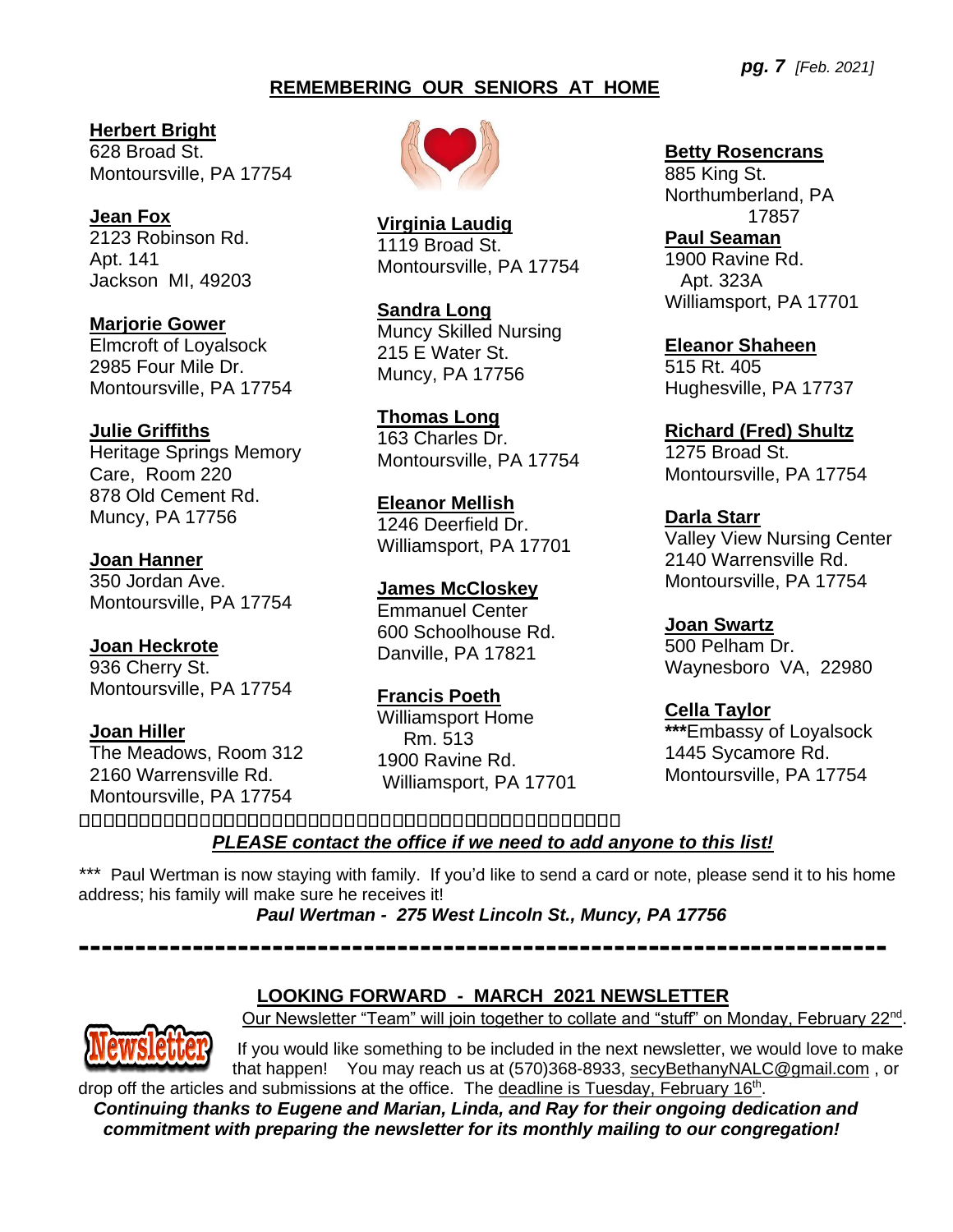## REMEMBERING OUR SENIORS AT HOME

**Herbert Bright**
628 Broad St.
Montoursville, PA 17754

**Jean Fox**
2123 Robinson Rd.
Apt. 141
Jackson MI, 49203

**Marjorie Gower**
Elmcroft of Loyalsock
2985 Four Mile Dr.
Montoursville, PA 17754

**Julie Griffiths**
Heritage Springs Memory Care, Room 220
878 Old Cement Rd.
Muncy, PA 17756

**Joan Hanner**
350 Jordan Ave.
Montoursville, PA 17754

**Joan Heckrote**
936 Cherry St.
Montoursville, PA 17754

**Joan Hiller**
The Meadows, Room 312
2160 Warrensville Rd.
Montoursville, PA 17754

**Virginia Laudig**
1119 Broad St.
Montoursville, PA 17754

**Sandra Long**
Muncy Skilled Nursing
215 E Water St.
Muncy, PA 17756

**Thomas Long**
163 Charles Dr.
Montoursville, PA 17754

**Eleanor Mellish**
1246 Deerfield Dr.
Williamsport, PA 17701

**James McCloskey**
Emmanuel Center
600 Schoolhouse Rd.
Danville, PA 17821

**Francis Poeth**
Williamsport Home
Rm. 513
1900 Ravine Rd.
Williamsport, PA 17701

**Betty Rosencrans**
885 King St.
Northumberland, PA
17857

**Paul Seaman**
1900 Ravine Rd.
Apt. 323A
Williamsport, PA 17701

**Eleanor Shaheen**
515 Rt. 405
Hughesville, PA 17737

**Richard (Fred) Shultz**
1275 Broad St.
Montoursville, PA 17754

**Darla Starr**
Valley View Nursing Center
2140 Warrensville Rd.
Montoursville, PA 17754

**Joan Swartz**
500 Pelham Dr.
Waynesboro VA, 22980

**Cella Taylor**
***Embassy of Loyalsock
1445 Sycamore Rd.
Montoursville, PA 17754

***PLEASE contact the office if we need to add anyone to this list!***

*** Paul Wertman is now staying with family. If you'd like to send a card or note, please send it to his home address; his family will make sure he receives it!

***Paul Wertman - 275 West Lincoln St., Muncy, PA 17756***

---

## LOOKING FORWARD - MARCH 2021 NEWSLETTER

Our Newsletter "Team" will join together to collate and "stuff" on Monday, February 22nd.

If you would like something to be included in the next newsletter, we would love to make that happen! You may reach us at (570)368-8933, secyBethanyNALC@gmail.com , or drop off the articles and submissions at the office. The deadline is Tuesday, February 16th.

***Continuing thanks to Eugene and Marian, Linda, and Ray for their ongoing dedication and commitment with preparing the newsletter for its monthly mailing to our congregation!***